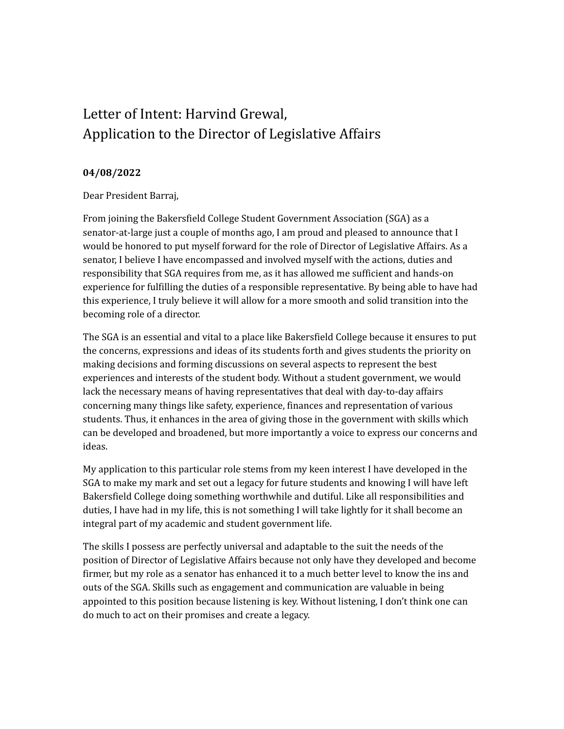# Letter of Intent: Harvind Grewal,
# Application to the Director of Legislative Affairs

**04/08/2022**

Dear President Barraj,

From joining the Bakersfield College Student Government Association (SGA) as a senator-at-large just a couple of months ago, I am proud and pleased to announce that I would be honored to put myself forward for the role of Director of Legislative Affairs. As a senator, I believe I have encompassed and involved myself with the actions, duties and responsibility that SGA requires from me, as it has allowed me sufficient and hands-on experience for fulfilling the duties of a responsible representative. By being able to have had this experience, I truly believe it will allow for a more smooth and solid transition into the becoming role of a director.

The SGA is an essential and vital to a place like Bakersfield College because it ensures to put the concerns, expressions and ideas of its students forth and gives students the priority on making decisions and forming discussions on several aspects to represent the best experiences and interests of the student body. Without a student government, we would lack the necessary means of having representatives that deal with day-to-day affairs concerning many things like safety, experience, finances and representation of various students. Thus, it enhances in the area of giving those in the government with skills which can be developed and broadened, but more importantly a voice to express our concerns and ideas.

My application to this particular role stems from my keen interest I have developed in the SGA to make my mark and set out a legacy for future students and knowing I will have left Bakersfield College doing something worthwhile and dutiful. Like all responsibilities and duties, I have had in my life, this is not something I will take lightly for it shall become an integral part of my academic and student government life.

The skills I possess are perfectly universal and adaptable to the suit the needs of the position of Director of Legislative Affairs because not only have they developed and become firmer, but my role as a senator has enhanced it to a much better level to know the ins and outs of the SGA. Skills such as engagement and communication are valuable in being appointed to this position because listening is key. Without listening, I don't think one can do much to act on their promises and create a legacy.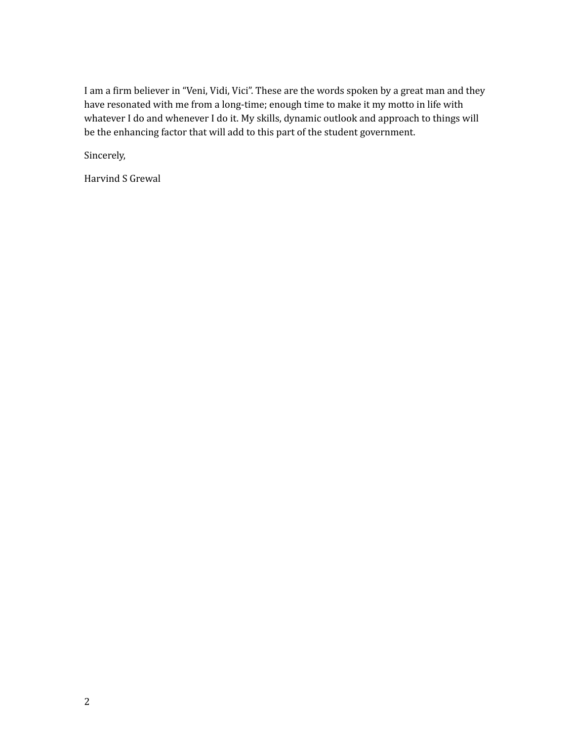I am a firm believer in “Veni, Vidi, Vici”. These are the words spoken by a great man and they have resonated with me from a long-time; enough time to make it my motto in life with whatever I do and whenever I do it. My skills, dynamic outlook and approach to things will be the enhancing factor that will add to this part of the student government.

Sincerely,

Harvind S Grewal